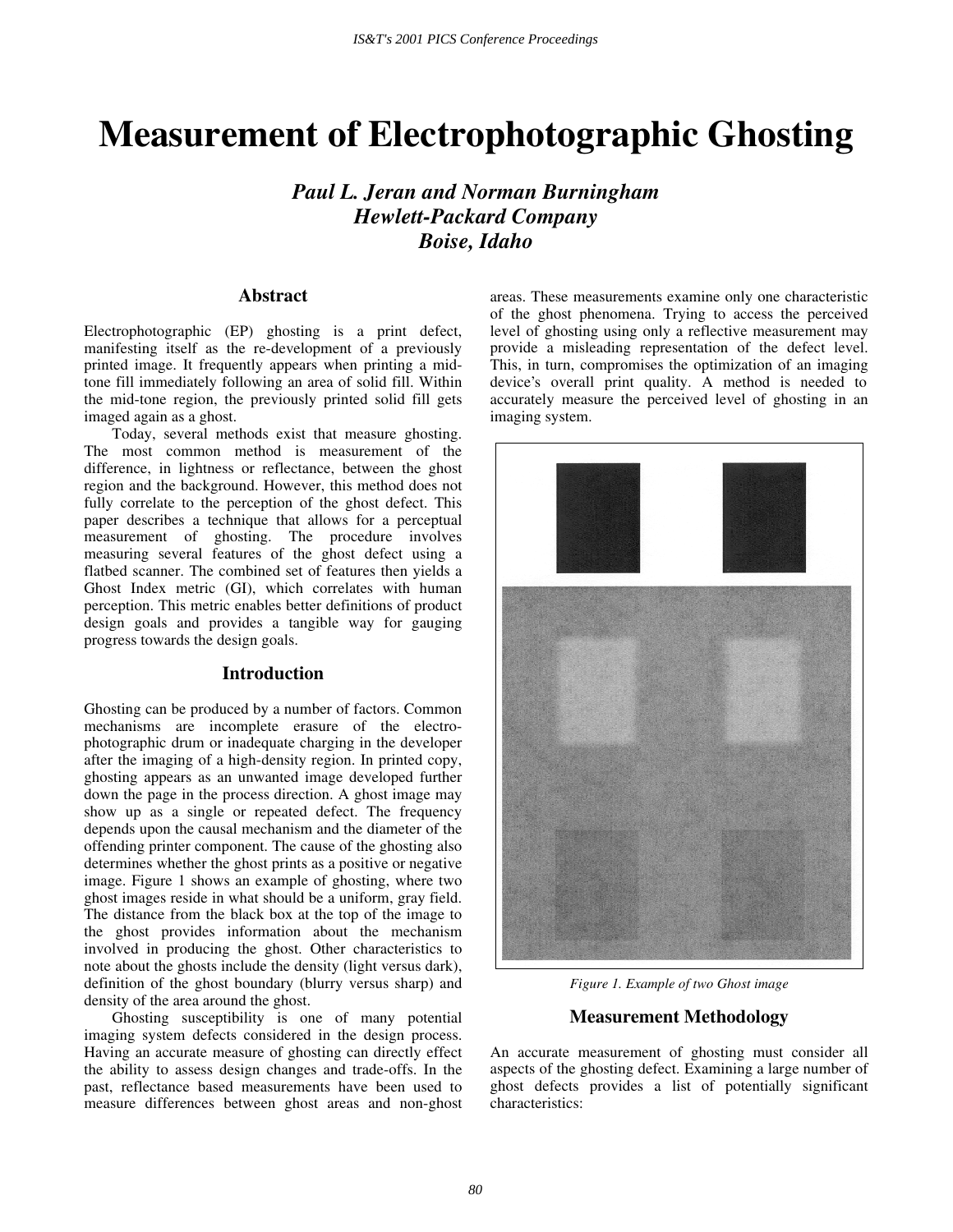# Measurement of Electrophotographic Ghosting

***Paul L. Jeran and Norman Burningham***
***Hewlett-Packard Company***
***Boise, Idaho***

## Abstract

Electrophotographic (EP) ghosting is a print defect, manifesting itself as the re-development of a previously printed image. It frequently appears when printing a mid-tone fill immediately following an area of solid fill. Within the mid-tone region, the previously printed solid fill gets imaged again as a ghost.

Today, several methods exist that measure ghosting. The most common method is measurement of the difference, in lightness or reflectance, between the ghost region and the background. However, this method does not fully correlate to the perception of the ghost defect. This paper describes a technique that allows for a perceptual measurement of ghosting. The procedure involves measuring several features of the ghost defect using a flatbed scanner. The combined set of features then yields a Ghost Index metric (GI), which correlates with human perception. This metric enables better definitions of product design goals and provides a tangible way for gauging progress towards the design goals.

## Introduction

Ghosting can be produced by a number of factors. Common mechanisms are incomplete erasure of the electro-photographic drum or inadequate charging in the developer after the imaging of a high-density region. In printed copy, ghosting appears as an unwanted image developed further down the page in the process direction. A ghost image may show up as a single or repeated defect. The frequency depends upon the causal mechanism and the diameter of the offending printer component. The cause of the ghosting also determines whether the ghost prints as a positive or negative image. Figure 1 shows an example of ghosting, where two ghost images reside in what should be a uniform, gray field. The distance from the black box at the top of the image to the ghost provides information about the mechanism involved in producing the ghost. Other characteristics to note about the ghosts include the density (light versus dark), definition of the ghost boundary (blurry versus sharp) and density of the area around the ghost.

Ghosting susceptibility is one of many potential imaging system defects considered in the design process. Having an accurate measure of ghosting can directly effect the ability to assess design changes and trade-offs. In the past, reflectance based measurements have been used to measure differences between ghost areas and non-ghost areas. These measurements examine only one characteristic of the ghost phenomena. Trying to access the perceived level of ghosting using only a reflective measurement may provide a misleading representation of the defect level. This, in turn, compromises the optimization of an imaging device's overall print quality. A method is needed to accurately measure the perceived level of ghosting in an imaging system.

*Figure 1. Example of two Ghost image*

## Measurement Methodology

An accurate measurement of ghosting must consider all aspects of the ghosting defect. Examining a large number of ghost defects provides a list of potentially significant characteristics: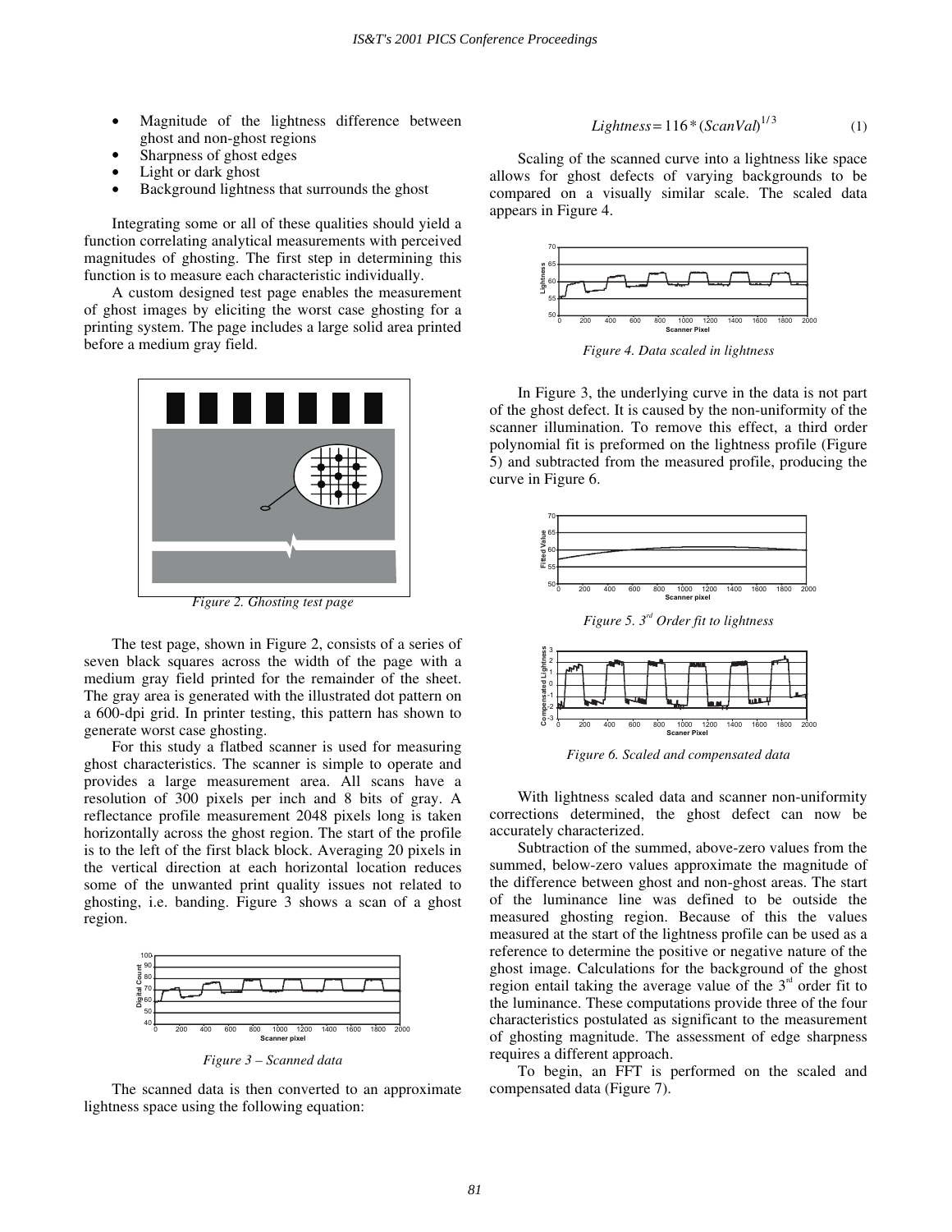- Magnitude of the lightness difference between ghost and non-ghost regions
- Sharpness of ghost edges
- Light or dark ghost
- Background lightness that surrounds the ghost

Integrating some or all of these qualities should yield a function correlating analytical measurements with perceived magnitudes of ghosting. The first step in determining this function is to measure each characteristic individually.

A custom designed test page enables the measurement of ghost images by eliciting the worst case ghosting for a printing system. The page includes a large solid area printed before a medium gray field.

*Figure 2. Ghosting test page*

The test page, shown in Figure 2, consists of a series of seven black squares across the width of the page with a medium gray field printed for the remainder of the sheet. The gray area is generated with the illustrated dot pattern on a 600-dpi grid. In printer testing, this pattern has shown to generate worst case ghosting.

For this study a flatbed scanner is used for measuring ghost characteristics. The scanner is simple to operate and provides a large measurement area. All scans have a resolution of 300 pixels per inch and 8 bits of gray. A reflectance profile measurement 2048 pixels long is taken horizontally across the ghost region. The start of the profile is to the left of the first black block. Averaging 20 pixels in the vertical direction at each horizontal location reduces some of the unwanted print quality issues not related to ghosting, i.e. banding. Figure 3 shows a scan of a ghost region.

*Figure 3 – Scanned data*

The scanned data is then converted to an approximate lightness space using the following equation:

$$Lightness = 116 * (ScanVal)^{1/3} \tag{1}$$

Scaling of the scanned curve into a lightness like space allows for ghost defects of varying backgrounds to be compared on a visually similar scale. The scaled data appears in Figure 4.

*Figure 4. Data scaled in lightness*

In Figure 3, the underlying curve in the data is not part of the ghost defect. It is caused by the non-uniformity of the scanner illumination. To remove this effect, a third order polynomial fit is preformed on the lightness profile (Figure 5) and subtracted from the measured profile, producing the curve in Figure 6.

*Figure 5. 3rd Order fit to lightness*

*Figure 6. Scaled and compensated data*

With lightness scaled data and scanner non-uniformity corrections determined, the ghost defect can now be accurately characterized.

Subtraction of the summed, above-zero values from the summed, below-zero values approximate the magnitude of the difference between ghost and non-ghost areas. The start of the luminance line was defined to be outside the measured ghosting region. Because of this the values measured at the start of the lightness profile can be used as a reference to determine the positive or negative nature of the ghost image. Calculations for the background of the ghost region entail taking the average value of the 3rd order fit to the luminance. These computations provide three of the four characteristics postulated as significant to the measurement of ghosting magnitude. The assessment of edge sharpness requires a different approach.

To begin, an FFT is performed on the scaled and compensated data (Figure 7).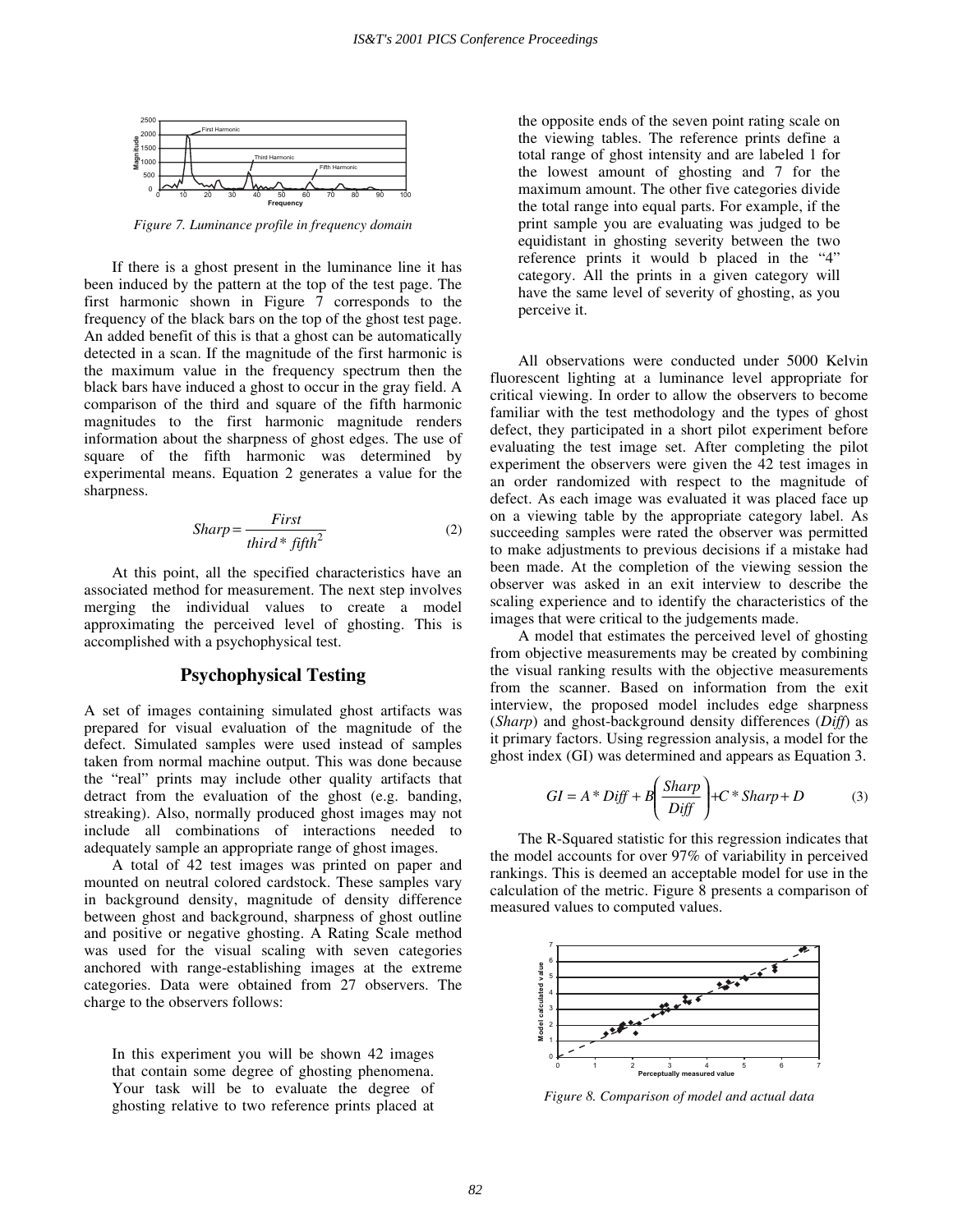Figure 7. Luminance profile in frequency domain

If there is a ghost present in the luminance line it has been induced by the pattern at the top of the test page. The first harmonic shown in Figure 7 corresponds to the frequency of the black bars on the top of the ghost test page. An added benefit of this is that a ghost can be automatically detected in a scan. If the magnitude of the first harmonic is the maximum value in the frequency spectrum then the black bars have induced a ghost to occur in the gray field. A comparison of the third and square of the fifth harmonic magnitudes to the first harmonic magnitude renders information about the sharpness of ghost edges. The use of square of the fifth harmonic was determined by experimental means. Equation 2 generates a value for the sharpness.

$$Sharp = \frac{First}{third * fifth^2} \tag{2}$$

At this point, all the specified characteristics have an associated method for measurement. The next step involves merging the individual values to create a model approximating the perceived level of ghosting. This is accomplished with a psychophysical test.

## Psychophysical Testing

A set of images containing simulated ghost artifacts was prepared for visual evaluation of the magnitude of the defect. Simulated samples were used instead of samples taken from normal machine output. This was done because the "real" prints may include other quality artifacts that detract from the evaluation of the ghost (e.g. banding, streaking). Also, normally produced ghost images may not include all combinations of interactions needed to adequately sample an appropriate range of ghost images.

A total of 42 test images was printed on paper and mounted on neutral colored cardstock. These samples vary in background density, magnitude of density difference between ghost and background, sharpness of ghost outline and positive or negative ghosting. A Rating Scale method was used for the visual scaling with seven categories anchored with range-establishing images at the extreme categories. Data were obtained from 27 observers. The charge to the observers follows:

> In this experiment you will be shown 42 images that contain some degree of ghosting phenomena. Your task will be to evaluate the degree of ghosting relative to two reference prints placed at the opposite ends of the seven point rating scale on the viewing tables. The reference prints define a total range of ghost intensity and are labeled 1 for the lowest amount of ghosting and 7 for the maximum amount. The other five categories divide the total range into equal parts. For example, if the print sample you are evaluating was judged to be equidistant in ghosting severity between the two reference prints it would b placed in the "4" category. All the prints in a given category will have the same level of severity of ghosting, as you perceive it.

All observations were conducted under 5000 Kelvin fluorescent lighting at a luminance level appropriate for critical viewing. In order to allow the observers to become familiar with the test methodology and the types of ghost defect, they participated in a short pilot experiment before evaluating the test image set. After completing the pilot experiment the observers were given the 42 test images in an order randomized with respect to the magnitude of defect. As each image was evaluated it was placed face up on a viewing table by the appropriate category label. As succeeding samples were rated the observer was permitted to make adjustments to previous decisions if a mistake had been made. At the completion of the viewing session the observer was asked in an exit interview to describe the scaling experience and to identify the characteristics of the images that were critical to the judgements made.

A model that estimates the perceived level of ghosting from objective measurements may be created by combining the visual ranking results with the objective measurements from the scanner. Based on information from the exit interview, the proposed model includes edge sharpness (*Sharp*) and ghost-background density differences (*Diff*) as it primary factors. Using regression analysis, a model for the ghost index (GI) was determined and appears as Equation 3.

$$GI = A * Diff + B\left(\frac{Sharp}{Diff}\right) + C * Sharp + D \tag{3}$$

The R-Squared statistic for this regression indicates that the model accounts for over 97% of variability in perceived rankings. This is deemed an acceptable model for use in the calculation of the metric. Figure 8 presents a comparison of measured values to computed values.

Figure 8. Comparison of model and actual data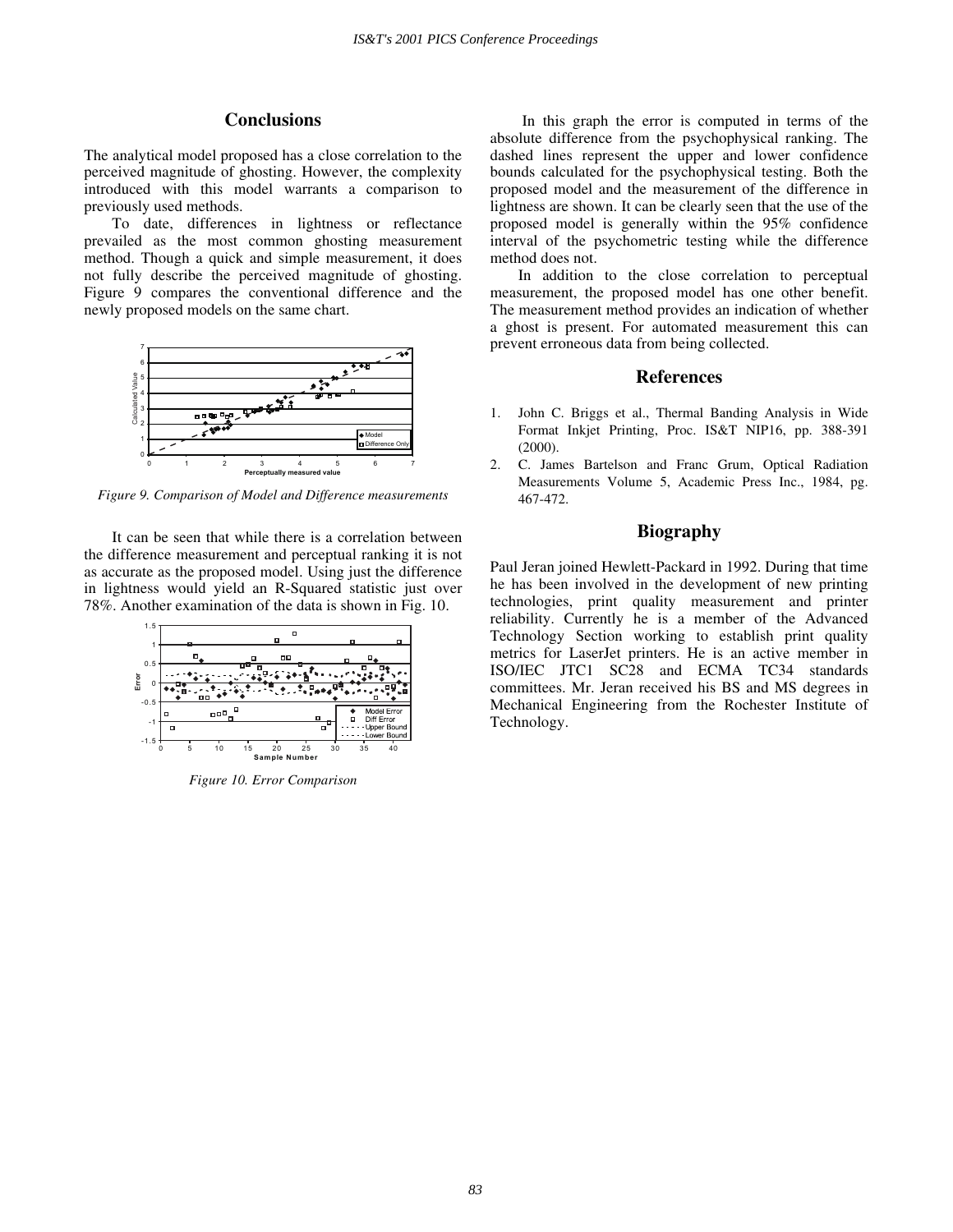## Conclusions

The analytical model proposed has a close correlation to the perceived magnitude of ghosting. However, the complexity introduced with this model warrants a comparison to previously used methods.

To date, differences in lightness or reflectance prevailed as the most common ghosting measurement method. Though a quick and simple measurement, it does not fully describe the perceived magnitude of ghosting. Figure 9 compares the conventional difference and the newly proposed models on the same chart.

Calculated Value
0
1
2
3
4
5
6
7
0 1 2 3 4 5 6 7
Perceptually measured value
Model
Difference Only

*Figure 9. Comparison of Model and Difference measurements*

It can be seen that while there is a correlation between the difference measurement and perceptual ranking it is not as accurate as the proposed model. Using just the difference in lightness would yield an R-Squared statistic just over 78%. Another examination of the data is shown in Fig. 10.

Error
-1.5
-1
-0.5
0
0.5
1
1.5
0 5 10 15 20 25 30 35 40
Sample Number
Model Error
Diff Error
Upper Bound
Lower Bound

*Figure 10. Error Comparison*

In this graph the error is computed in terms of the absolute difference from the psychophysical ranking. The dashed lines represent the upper and lower confidence bounds calculated for the psychophysical testing. Both the proposed model and the measurement of the difference in lightness are shown. It can be clearly seen that the use of the proposed model is generally within the 95% confidence interval of the psychometric testing while the difference method does not.

In addition to the close correlation to perceptual measurement, the proposed model has one other benefit. The measurement method provides an indication of whether a ghost is present. For automated measurement this can prevent erroneous data from being collected.

## References

1. John C. Briggs et al., Thermal Banding Analysis in Wide Format Inkjet Printing, Proc. IS&T NIP16, pp. 388-391 (2000).
2. C. James Bartelson and Franc Grum, Optical Radiation Measurements Volume 5, Academic Press Inc., 1984, pg. 467-472.

## Biography

Paul Jeran joined Hewlett-Packard in 1992. During that time he has been involved in the development of new printing technologies, print quality measurement and printer reliability. Currently he is a member of the Advanced Technology Section working to establish print quality metrics for LaserJet printers. He is an active member in ISO/IEC JTC1 SC28 and ECMA TC34 standards committees. Mr. Jeran received his BS and MS degrees in Mechanical Engineering from the Rochester Institute of Technology.